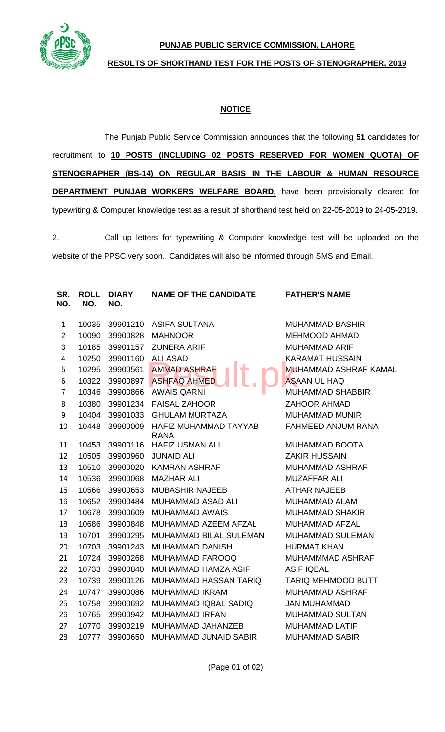**PUNJAB PUBLIC SERVICE COMMISSION, LAHORE**

**RESULTS OF SHORTHAND TEST FOR THE POSTS OF STENOGRAPHER, 2019**

**NOTICE**

The Punjab Public Service Commission announces that the following **51** candidates for recruitment to **10 POSTS (INCLUDING 02 POSTS RESERVED FOR WOMEN QUOTA) OF STENOGRAPHER (BS-14) ON REGULAR BASIS IN THE LABOUR & HUMAN RESOURCE DEPARTMENT PUNJAB WORKERS WELFARE BOARD,** have been provisionally cleared for typewriting & Computer knowledge test as a result of shorthand test held on 22-05-2019 to 24-05-2019.

2. Call up letters for typewriting & Computer knowledge test will be uploaded on the website of the PPSC very soon. Candidates will also be informed through SMS and Email.

| SR. NO. | ROLL NO. | DIARY NO. | NAME OF THE CANDIDATE | FATHER'S NAME |
|---|---|---|---|---|
| 1 | 10035 | 39901210 | ASIFA SULTANA | MUHAMMAD BASHIR |
| 2 | 10090 | 39900828 | MAHNOOR | MEHMOOD AHMAD |
| 3 | 10185 | 39901157 | ZUNERA ARIF | MUHAMMAD ARIF |
| 4 | 10250 | 39901160 | ALI ASAD | KARAMAT HUSSAIN |
| 5 | 10295 | 39900561 | AMMAD ASHRAF | MUHAMMAD ASHRAF KAMAL |
| 6 | 10322 | 39900897 | ASHFAQ AHMED | ASAAN UL HAQ |
| 7 | 10346 | 39900866 | AWAIS QARNI | MUHAMMAD SHABBIR |
| 8 | 10380 | 39901234 | FAISAL ZAHOOR | ZAHOOR AHMAD |
| 9 | 10404 | 39901033 | GHULAM MURTAZA | MUHAMMAD MUNIR |
| 10 | 10448 | 39900009 | HAFIZ MUHAMMAD TAYYAB RANA | FAHMEED ANJUM RANA |
| 11 | 10453 | 39900116 | HAFIZ USMAN ALI | MUHAMMAD BOOTA |
| 12 | 10505 | 39900960 | JUNAID ALI | ZAKIR HUSSAIN |
| 13 | 10510 | 39900020 | KAMRAN ASHRAF | MUHAMMAD ASHRAF |
| 14 | 10536 | 39900068 | MAZHAR ALI | MUZAFFAR ALI |
| 15 | 10566 | 39900653 | MUBASHIR NAJEEB | ATHAR NAJEEB |
| 16 | 10652 | 39900484 | MUHAMMAD ASAD ALI | MUHAMMAD ALAM |
| 17 | 10678 | 39900609 | MUHAMMAD AWAIS | MUHAMMAD SHAKIR |
| 18 | 10686 | 39900848 | MUHAMMAD AZEEM AFZAL | MUHAMMAD AFZAL |
| 19 | 10701 | 39900295 | MUHAMMAD BILAL SULEMAN | MUHAMMAD SULEMAN |
| 20 | 10703 | 39901243 | MUHAMMAD DANISH | HURMAT KHAN |
| 21 | 10724 | 39900268 | MUHAMMAD FAROOQ | MUHAMMMAD ASHRAF |
| 22 | 10733 | 39900840 | MUHAMMAD HAMZA ASIF | ASIF IQBAL |
| 23 | 10739 | 39900126 | MUHAMMAD HASSAN TARIQ | TARIQ MEHMOOD BUTT |
| 24 | 10747 | 39900086 | MUHAMMAD IKRAM | MUHAMMAD ASHRAF |
| 25 | 10758 | 39900692 | MUHAMMAD IQBAL SADIQ | JAN MUHAMMAD |
| 26 | 10765 | 39900942 | MUHAMMAD IRFAN | MUHAMMAD SULTAN |
| 27 | 10770 | 39900219 | MUHAMMAD JAHANZEB | MUHAMMAD LATIF |
| 28 | 10777 | 39900650 | MUHAMMAD JUNAID SABIR | MUHAMMAD SABIR |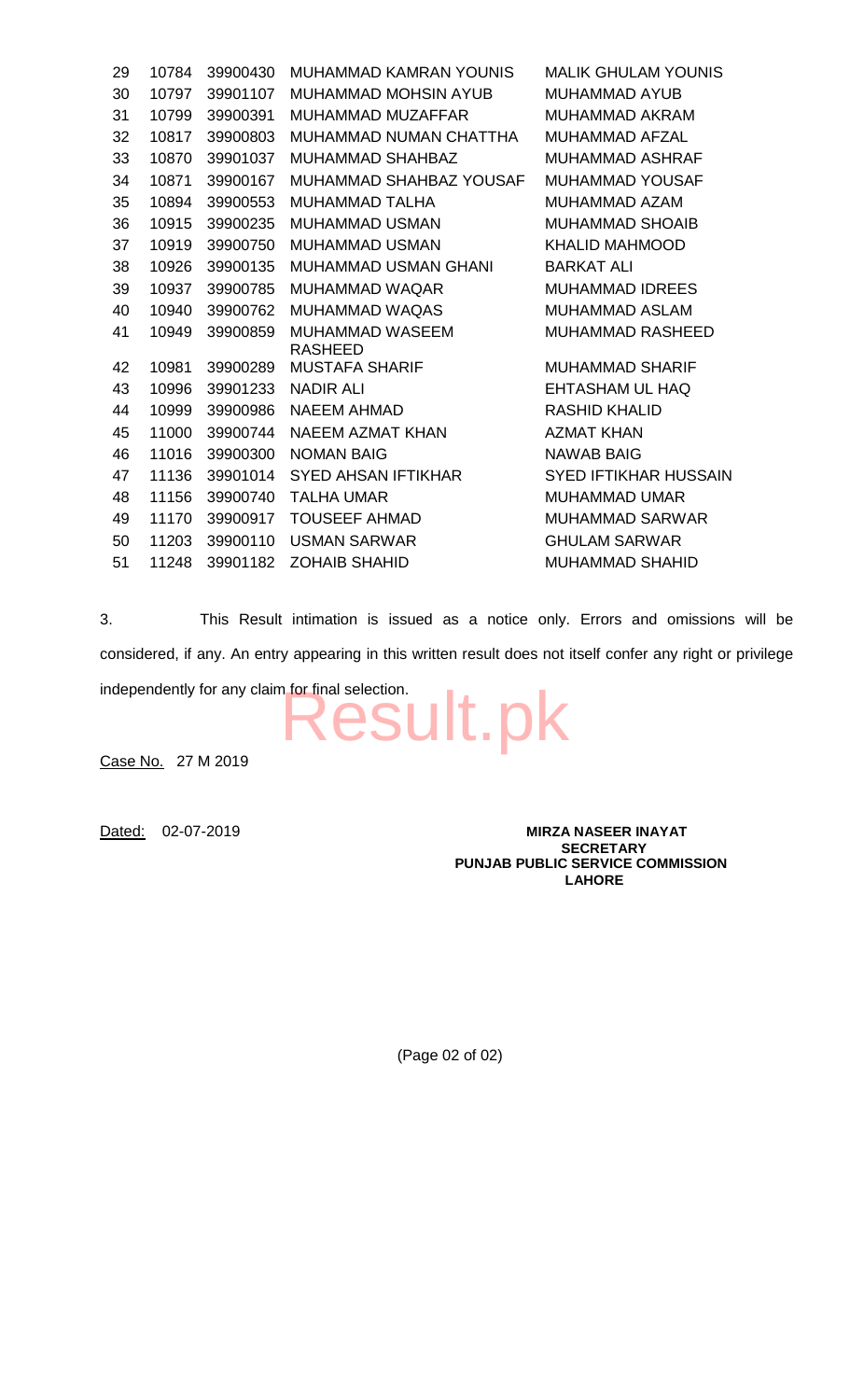| | | | | |
|---|---|---|---|---|
| 29 | 10784 | 39900430 | MUHAMMAD KAMRAN YOUNIS | MALIK GHULAM YOUNIS |
| 30 | 10797 | 39901107 | MUHAMMAD MOHSIN AYUB | MUHAMMAD AYUB |
| 31 | 10799 | 39900391 | MUHAMMAD MUZAFFAR | MUHAMMAD AKRAM |
| 32 | 10817 | 39900803 | MUHAMMAD NUMAN CHATTHA | MUHAMMAD AFZAL |
| 33 | 10870 | 39901037 | MUHAMMAD SHAHBAZ | MUHAMMAD ASHRAF |
| 34 | 10871 | 39900167 | MUHAMMAD SHAHBAZ YOUSAF | MUHAMMAD YOUSAF |
| 35 | 10894 | 39900553 | MUHAMMAD TALHA | MUHAMMAD AZAM |
| 36 | 10915 | 39900235 | MUHAMMAD USMAN | MUHAMMAD SHOAIB |
| 37 | 10919 | 39900750 | MUHAMMAD USMAN | KHALID MAHMOOD |
| 38 | 10926 | 39900135 | MUHAMMAD USMAN GHANI | BARKAT ALI |
| 39 | 10937 | 39900785 | MUHAMMAD WAQAR | MUHAMMAD IDREES |
| 40 | 10940 | 39900762 | MUHAMMAD WAQAS | MUHAMMAD ASLAM |
| 41 | 10949 | 39900859 | MUHAMMAD WASEEM RASHEED | MUHAMMAD RASHEED |
| 42 | 10981 | 39900289 | MUSTAFA SHARIF | MUHAMMAD SHARIF |
| 43 | 10996 | 39901233 | NADIR ALI | EHTASHAM UL HAQ |
| 44 | 10999 | 39900986 | NAEEM AHMAD | RASHID KHALID |
| 45 | 11000 | 39900744 | NAEEM AZMAT KHAN | AZMAT KHAN |
| 46 | 11016 | 39900300 | NOMAN BAIG | NAWAB BAIG |
| 47 | 11136 | 39901014 | SYED AHSAN IFTIKHAR | SYED IFTIKHAR HUSSAIN |
| 48 | 11156 | 39900740 | TALHA UMAR | MUHAMMAD UMAR |
| 49 | 11170 | 39900917 | TOUSEEF AHMAD | MUHAMMAD SARWAR |
| 50 | 11203 | 39900110 | USMAN SARWAR | GHULAM SARWAR |
| 51 | 11248 | 39901182 | ZOHAIB SHAHID | MUHAMMAD SHAHID |

3. This Result intimation is issued as a notice only. Errors and omissions will be considered, if any. An entry appearing in this written result does not itself confer any right or privilege independently for any claim for final selection.

Case No. 27 M 2019

Dated: 02-07-2019

**MIRZA NASEER INAYAT**
**SECRETARY**
**PUNJAB PUBLIC SERVICE COMMISSION**
**LAHORE**